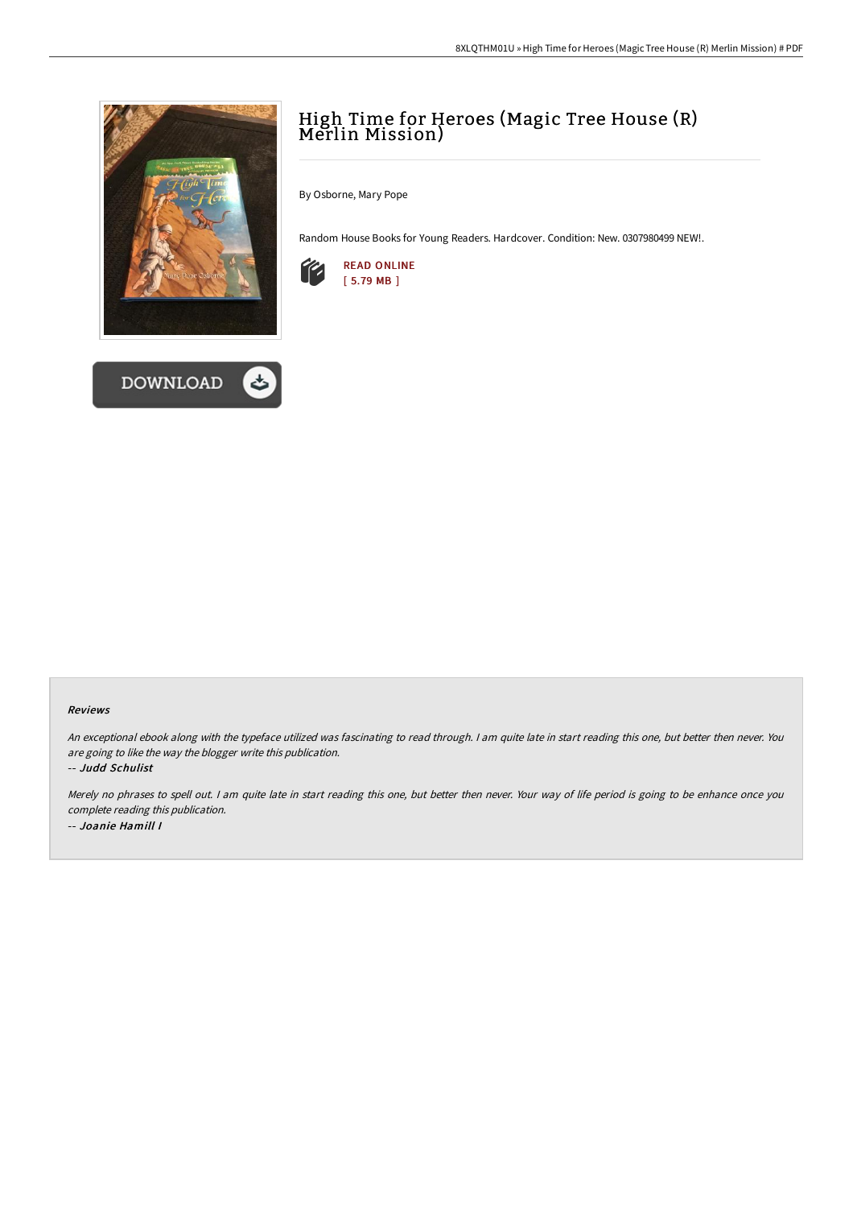# High Time for Heroes (Magic Tree House (R) Merlin Mission)

By Osborne, Mary Pope

Random House Books for Young Readers. Hardcover. Condition: New. 0307980499 NEW!.

READ ONLINE
[ 5.79 MB ]

DOWNLOAD

### Reviews

*An exceptional ebook along with the typeface utilized was fascinating to read through. I am quite late in start reading this one, but better then never. You are going to like the way the blogger write this publication.*

-- *Judd Schulist*

*Merely no phrases to spell out. I am quite late in start reading this one, but better then never. Your way of life period is going to be enhance once you complete reading this publication.*

-- *Joanie Hamill I*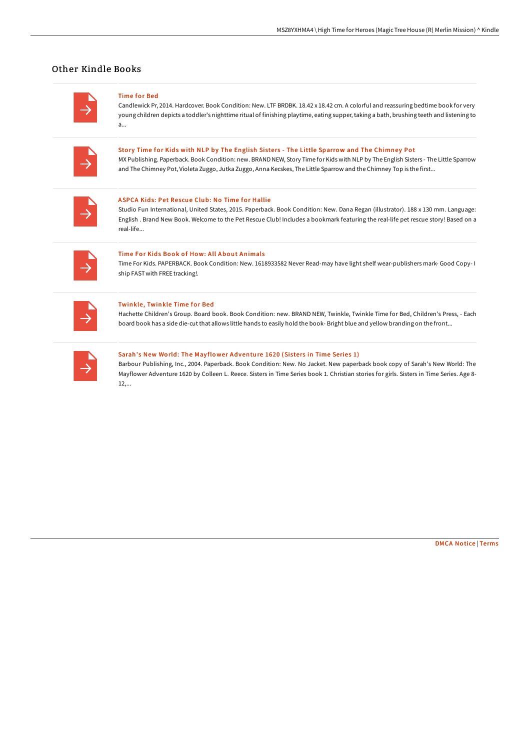## Other Kindle Books

### Time for Bed

Candlewick Pr, 2014. Hardcover. Book Condition: New. LTF BRDBK. 18.42 x 18.42 cm. A colorful and reassuring bedtime book for very young children depicts a toddler's nighttime ritual of finishing playtime, eating supper, taking a bath, brushing teeth and listening to a...

### Story Time for Kids with NLP by The English Sisters - The Little Sparrow and The Chimney Pot

MX Publishing. Paperback. Book Condition: new. BRAND NEW, Story Time for Kids with NLP by The English Sisters - The Little Sparrow and The Chimney Pot, Violeta Zuggo, Jutka Zuggo, Anna Kecskes, The Little Sparrow and the Chimney Top is the first...

### ASPCA Kids: Pet Rescue Club: No Time for Hallie

Studio Fun International, United States, 2015. Paperback. Book Condition: New. Dana Regan (illustrator). 188 x 130 mm. Language: English . Brand New Book. Welcome to the Pet Rescue Club! Includes a bookmark featuring the real-life pet rescue story! Based on a real-life...

### Time For Kids Book of How: All About Animals

Time For Kids. PAPERBACK. Book Condition: New. 1618933582 Never Read-may have light shelf wear-publishers mark- Good Copy- I ship FAST with FREE tracking!.

### Twinkle, Twinkle Time for Bed

Hachette Children's Group. Board book. Book Condition: new. BRAND NEW, Twinkle, Twinkle Time for Bed, Children's Press, - Each board book has a side die-cut that allows little hands to easily hold the book- Bright blue and yellow branding on the front...

### Sarah's New World: The Mayflower Adventure 1620 (Sisters in Time Series 1)

Barbour Publishing, Inc., 2004. Paperback. Book Condition: New. No Jacket. New paperback book copy of Sarah's New World: The Mayflower Adventure 1620 by Colleen L. Reece. Sisters in Time Series book 1. Christian stories for girls. Sisters in Time Series. Age 8-12,...